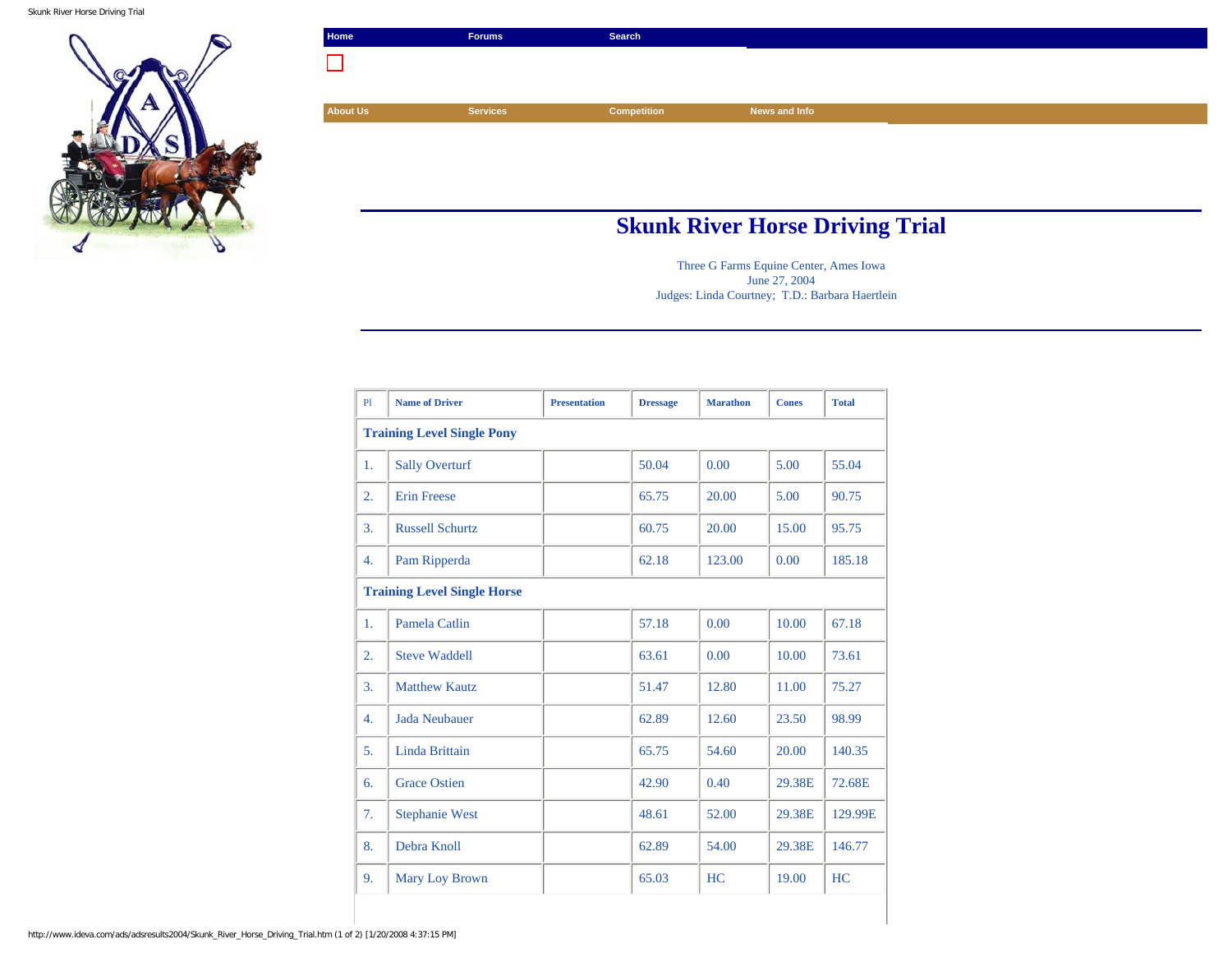Home | Forums | Search

About Us | Services | Competition | News and Info

# Skunk River Horse Driving Trial

Three G Farms Equine Center, Ames Iowa
June 27, 2004
Judges: Linda Courtney; T.D.: Barbara Haertlein

| Pl | Name of Driver | Presentation | Dressage | Marathon | Cones | Total |
|---|---|---|---|---|---|---|
| **Training Level Single Pony** | | | | | | |
| 1. | Sally Overturf | | 50.04 | 0.00 | 5.00 | 55.04 |
| 2. | Erin Freese | | 65.75 | 20.00 | 5.00 | 90.75 |
| 3. | Russell Schurtz | | 60.75 | 20.00 | 15.00 | 95.75 |
| 4. | Pam Ripperda | | 62.18 | 123.00 | 0.00 | 185.18 |
| **Training Level Single Horse** | | | | | | |
| 1. | Pamela Catlin | | 57.18 | 0.00 | 10.00 | 67.18 |
| 2. | Steve Waddell | | 63.61 | 0.00 | 10.00 | 73.61 |
| 3. | Matthew Kautz | | 51.47 | 12.80 | 11.00 | 75.27 |
| 4. | Jada Neubauer | | 62.89 | 12.60 | 23.50 | 98.99 |
| 5. | Linda Brittain | | 65.75 | 54.60 | 20.00 | 140.35 |
| 6. | Grace Ostien | | 42.90 | 0.40 | 29.38E | 72.68E |
| 7. | Stephanie West | | 48.61 | 52.00 | 29.38E | 129.99E |
| 8. | Debra Knoll | | 62.89 | 54.00 | 29.38E | 146.77 |
| 9. | Mary Loy Brown | | 65.03 | HC | 19.00 | HC |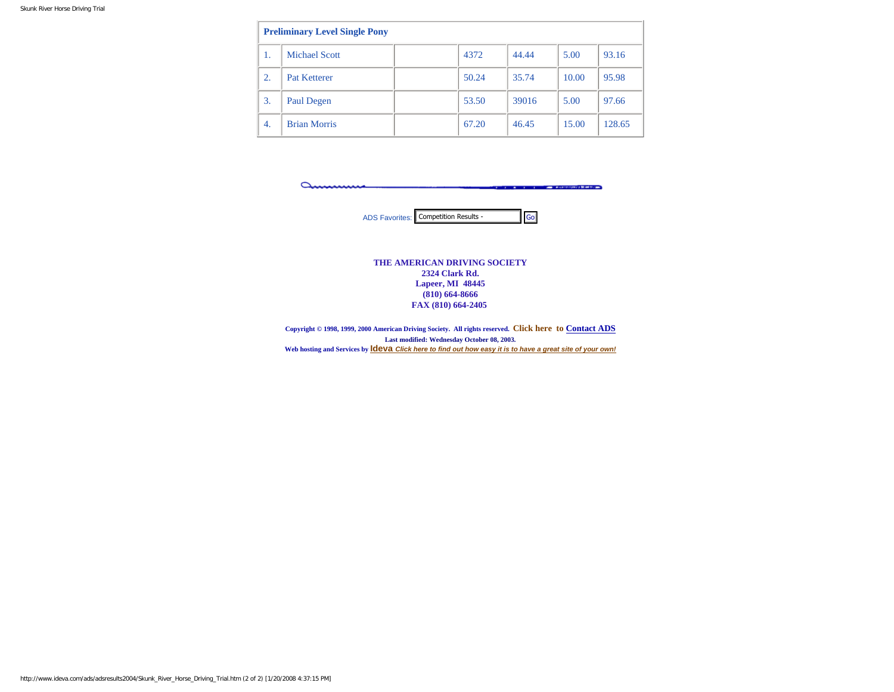| Preliminary Level Single Pony | | | | | | |
|---|---|---|---|---|---|---|
| 1. | Michael Scott | | 4372 | 44.44 | 5.00 | 93.16 |
| 2. | Pat Ketterer | | 50.24 | 35.74 | 10.00 | 95.98 |
| 3. | Paul Degen | | 53.50 | 39016 | 5.00 | 97.66 |
| 4. | Brian Morris | | 67.20 | 46.45 | 15.00 | 128.65 |

ADS Favorites: Competition Results - Go

**THE AMERICAN DRIVING SOCIETY**
**2324 Clark Rd.**
**Lapeer, MI 48445**
**(810) 664-8666**
**FAX (810) 664-2405**

**Copyright © 1998, 1999, 2000 American Driving Society. All rights reserved. Click here to Contact ADS**
**Last modified: Wednesday October 08, 2003.**
**Web hosting and Services by Ideva *Click here to find out how easy it is to have a great site of your own!***